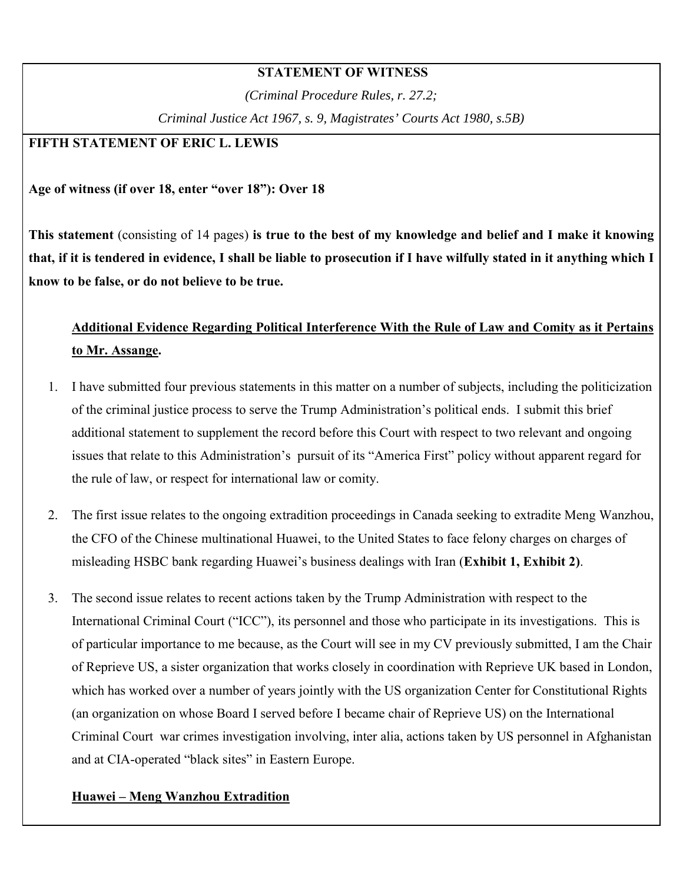**STATEMENT OF WITNESS**

*(Criminal Procedure Rules, r. 27.2;*

*Criminal Justice Act 1967, s. 9, Magistrates' Courts Act 1980, s.5B)*

**FIFTH STATEMENT OF ERIC L. LEWIS**

**Age of witness (if over 18, enter "over 18"): Over 18**

**This statement** (consisting of 14 pages) **is true to the best of my knowledge and belief and I make it knowing that, if it is tendered in evidence, I shall be liable to prosecution if I have wilfully stated in it anything which I know to be false, or do not believe to be true.**

**Additional Evidence Regarding Political Interference With the Rule of Law and Comity as it Pertains to Mr. Assange.**

1. I have submitted four previous statements in this matter on a number of subjects, including the politicization of the criminal justice process to serve the Trump Administration's political ends. I submit this brief additional statement to supplement the record before this Court with respect to two relevant and ongoing issues that relate to this Administration's pursuit of its "America First" policy without apparent regard for the rule of law, or respect for international law or comity.

2. The first issue relates to the ongoing extradition proceedings in Canada seeking to extradite Meng Wanzhou, the CFO of the Chinese multinational Huawei, to the United States to face felony charges on charges of misleading HSBC bank regarding Huawei's business dealings with Iran (**Exhibit 1, Exhibit 2)**.

3. The second issue relates to recent actions taken by the Trump Administration with respect to the International Criminal Court ("ICC"), its personnel and those who participate in its investigations. This is of particular importance to me because, as the Court will see in my CV previously submitted, I am the Chair of Reprieve US, a sister organization that works closely in coordination with Reprieve UK based in London, which has worked over a number of years jointly with the US organization Center for Constitutional Rights (an organization on whose Board I served before I became chair of Reprieve US) on the International Criminal Court war crimes investigation involving, inter alia, actions taken by US personnel in Afghanistan and at CIA-operated "black sites" in Eastern Europe.

**Huawei – Meng Wanzhou Extradition**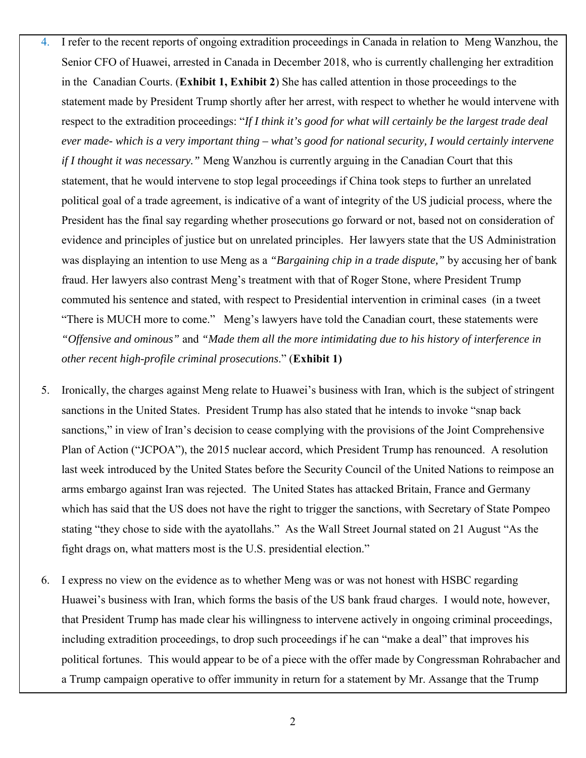4. I refer to the recent reports of ongoing extradition proceedings in Canada in relation to Meng Wanzhou, the Senior CFO of Huawei, arrested in Canada in December 2018, who is currently challenging her extradition in the Canadian Courts. (**Exhibit 1, Exhibit 2**) She has called attention in those proceedings to the statement made by President Trump shortly after her arrest, with respect to whether he would intervene with respect to the extradition proceedings: "*If I think it's good for what will certainly be the largest trade deal ever made- which is a very important thing – what's good for national security, I would certainly intervene if I thought it was necessary."* Meng Wanzhou is currently arguing in the Canadian Court that this statement, that he would intervene to stop legal proceedings if China took steps to further an unrelated political goal of a trade agreement, is indicative of a want of integrity of the US judicial process, where the President has the final say regarding whether prosecutions go forward or not, based not on consideration of evidence and principles of justice but on unrelated principles. Her lawyers state that the US Administration was displaying an intention to use Meng as a *"Bargaining chip in a trade dispute,"* by accusing her of bank fraud. Her lawyers also contrast Meng's treatment with that of Roger Stone, where President Trump commuted his sentence and stated, with respect to Presidential intervention in criminal cases (in a tweet "There is MUCH more to come." Meng's lawyers have told the Canadian court, these statements were *"Offensive and ominous"* and *"Made them all the more intimidating due to his history of interference in other recent high-profile criminal prosecutions*." (**Exhibit 1)**

5. Ironically, the charges against Meng relate to Huawei's business with Iran, which is the subject of stringent sanctions in the United States. President Trump has also stated that he intends to invoke "snap back sanctions," in view of Iran's decision to cease complying with the provisions of the Joint Comprehensive Plan of Action ("JCPOA"), the 2015 nuclear accord, which President Trump has renounced. A resolution last week introduced by the United States before the Security Council of the United Nations to reimpose an arms embargo against Iran was rejected. The United States has attacked Britain, France and Germany which has said that the US does not have the right to trigger the sanctions, with Secretary of State Pompeo stating "they chose to side with the ayatollahs." As the Wall Street Journal stated on 21 August "As the fight drags on, what matters most is the U.S. presidential election."

6. I express no view on the evidence as to whether Meng was or was not honest with HSBC regarding Huawei's business with Iran, which forms the basis of the US bank fraud charges. I would note, however, that President Trump has made clear his willingness to intervene actively in ongoing criminal proceedings, including extradition proceedings, to drop such proceedings if he can "make a deal" that improves his political fortunes. This would appear to be of a piece with the offer made by Congressman Rohrabacher and a Trump campaign operative to offer immunity in return for a statement by Mr. Assange that the Trump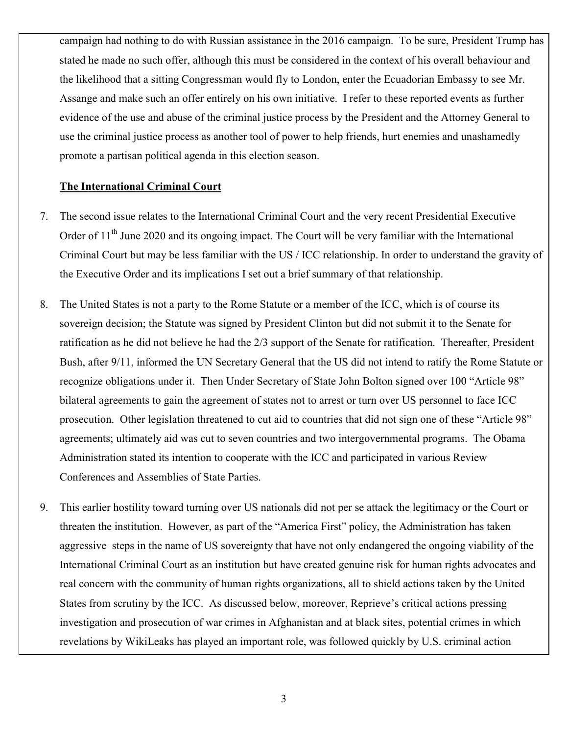campaign had nothing to do with Russian assistance in the 2016 campaign. To be sure, President Trump has stated he made no such offer, although this must be considered in the context of his overall behaviour and the likelihood that a sitting Congressman would fly to London, enter the Ecuadorian Embassy to see Mr. Assange and make such an offer entirely on his own initiative. I refer to these reported events as further evidence of the use and abuse of the criminal justice process by the President and the Attorney General to use the criminal justice process as another tool of power to help friends, hurt enemies and unashamedly promote a partisan political agenda in this election season.

**The International Criminal Court**

7. The second issue relates to the International Criminal Court and the very recent Presidential Executive Order of 11th June 2020 and its ongoing impact. The Court will be very familiar with the International Criminal Court but may be less familiar with the US / ICC relationship. In order to understand the gravity of the Executive Order and its implications I set out a brief summary of that relationship.

8. The United States is not a party to the Rome Statute or a member of the ICC, which is of course its sovereign decision; the Statute was signed by President Clinton but did not submit it to the Senate for ratification as he did not believe he had the 2/3 support of the Senate for ratification. Thereafter, President Bush, after 9/11, informed the UN Secretary General that the US did not intend to ratify the Rome Statute or recognize obligations under it. Then Under Secretary of State John Bolton signed over 100 "Article 98" bilateral agreements to gain the agreement of states not to arrest or turn over US personnel to face ICC prosecution. Other legislation threatened to cut aid to countries that did not sign one of these "Article 98" agreements; ultimately aid was cut to seven countries and two intergovernmental programs. The Obama Administration stated its intention to cooperate with the ICC and participated in various Review Conferences and Assemblies of State Parties.

9. This earlier hostility toward turning over US nationals did not per se attack the legitimacy or the Court or threaten the institution. However, as part of the "America First" policy, the Administration has taken aggressive steps in the name of US sovereignty that have not only endangered the ongoing viability of the International Criminal Court as an institution but have created genuine risk for human rights advocates and real concern with the community of human rights organizations, all to shield actions taken by the United States from scrutiny by the ICC. As discussed below, moreover, Reprieve's critical actions pressing investigation and prosecution of war crimes in Afghanistan and at black sites, potential crimes in which revelations by WikiLeaks has played an important role, was followed quickly by U.S. criminal action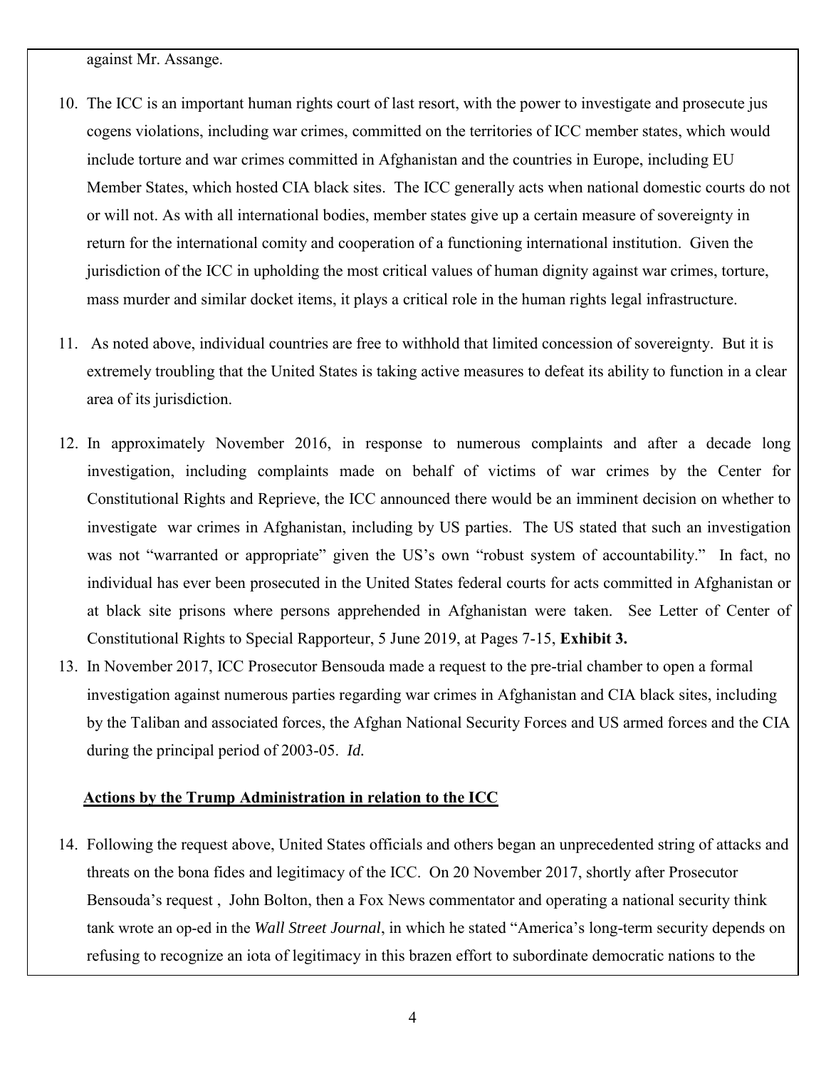against Mr. Assange.

10. The ICC is an important human rights court of last resort, with the power to investigate and prosecute jus cogens violations, including war crimes, committed on the territories of ICC member states, which would include torture and war crimes committed in Afghanistan and the countries in Europe, including EU Member States, which hosted CIA black sites. The ICC generally acts when national domestic courts do not or will not. As with all international bodies, member states give up a certain measure of sovereignty in return for the international comity and cooperation of a functioning international institution. Given the jurisdiction of the ICC in upholding the most critical values of human dignity against war crimes, torture, mass murder and similar docket items, it plays a critical role in the human rights legal infrastructure.

11. As noted above, individual countries are free to withhold that limited concession of sovereignty. But it is extremely troubling that the United States is taking active measures to defeat its ability to function in a clear area of its jurisdiction.

12. In approximately November 2016, in response to numerous complaints and after a decade long investigation, including complaints made on behalf of victims of war crimes by the Center for Constitutional Rights and Reprieve, the ICC announced there would be an imminent decision on whether to investigate war crimes in Afghanistan, including by US parties. The US stated that such an investigation was not "warranted or appropriate" given the US's own "robust system of accountability." In fact, no individual has ever been prosecuted in the United States federal courts for acts committed in Afghanistan or at black site prisons where persons apprehended in Afghanistan were taken. See Letter of Center of Constitutional Rights to Special Rapporteur, 5 June 2019, at Pages 7-15, **Exhibit 3.**

13. In November 2017, ICC Prosecutor Bensouda made a request to the pre-trial chamber to open a formal investigation against numerous parties regarding war crimes in Afghanistan and CIA black sites, including by the Taliban and associated forces, the Afghan National Security Forces and US armed forces and the CIA during the principal period of 2003-05. *Id.*

**Actions by the Trump Administration in relation to the ICC**

14. Following the request above, United States officials and others began an unprecedented string of attacks and threats on the bona fides and legitimacy of the ICC. On 20 November 2017, shortly after Prosecutor Bensouda's request , John Bolton, then a Fox News commentator and operating a national security think tank wrote an op-ed in the *Wall Street Journal*, in which he stated "America's long-term security depends on refusing to recognize an iota of legitimacy in this brazen effort to subordinate democratic nations to the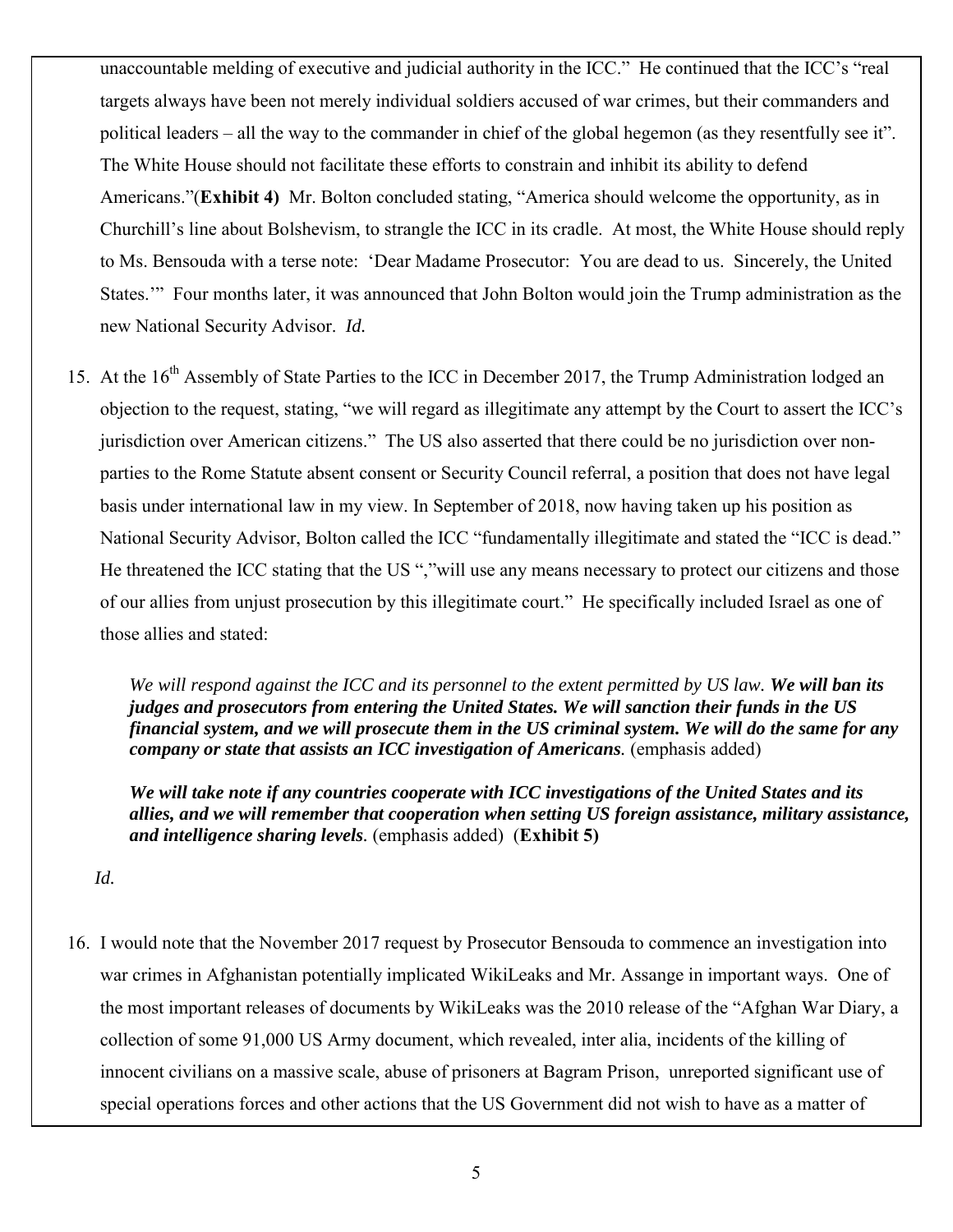unaccountable melding of executive and judicial authority in the ICC." He continued that the ICC's "real targets always have been not merely individual soldiers accused of war crimes, but their commanders and political leaders – all the way to the commander in chief of the global hegemon (as they resentfully see it". The White House should not facilitate these efforts to constrain and inhibit its ability to defend Americans."(**Exhibit 4)** Mr. Bolton concluded stating, "America should welcome the opportunity, as in Churchill's line about Bolshevism, to strangle the ICC in its cradle. At most, the White House should reply to Ms. Bensouda with a terse note: 'Dear Madame Prosecutor: You are dead to us. Sincerely, the United States.'" Four months later, it was announced that John Bolton would join the Trump administration as the new National Security Advisor. *Id.*

15. At the 16th Assembly of State Parties to the ICC in December 2017, the Trump Administration lodged an objection to the request, stating, "we will regard as illegitimate any attempt by the Court to assert the ICC's jurisdiction over American citizens." The US also asserted that there could be no jurisdiction over non-parties to the Rome Statute absent consent or Security Council referral, a position that does not have legal basis under international law in my view. In September of 2018, now having taken up his position as National Security Advisor, Bolton called the ICC "fundamentally illegitimate and stated the "ICC is dead." He threatened the ICC stating that the US ","will use any means necessary to protect our citizens and those of our allies from unjust prosecution by this illegitimate court." He specifically included Israel as one of those allies and stated:

    *We will respond against the ICC and its personnel to the extent permitted by US law.* ***We will ban its judges and prosecutors from entering the United States. We will sanction their funds in the US financial system, and we will prosecute them in the US criminal system. We will do the same for any company or state that assists an ICC investigation of Americans.*** (emphasis added)

    ***We will take note if any countries cooperate with ICC investigations of the United States and its allies, and we will remember that cooperation when setting US foreign assistance, military assistance, and intelligence sharing levels.*** (emphasis added) (**Exhibit 5)**

    *Id.*

16. I would note that the November 2017 request by Prosecutor Bensouda to commence an investigation into war crimes in Afghanistan potentially implicated WikiLeaks and Mr. Assange in important ways. One of the most important releases of documents by WikiLeaks was the 2010 release of the "Afghan War Diary, a collection of some 91,000 US Army document, which revealed, inter alia, incidents of the killing of innocent civilians on a massive scale, abuse of prisoners at Bagram Prison, unreported significant use of special operations forces and other actions that the US Government did not wish to have as a matter of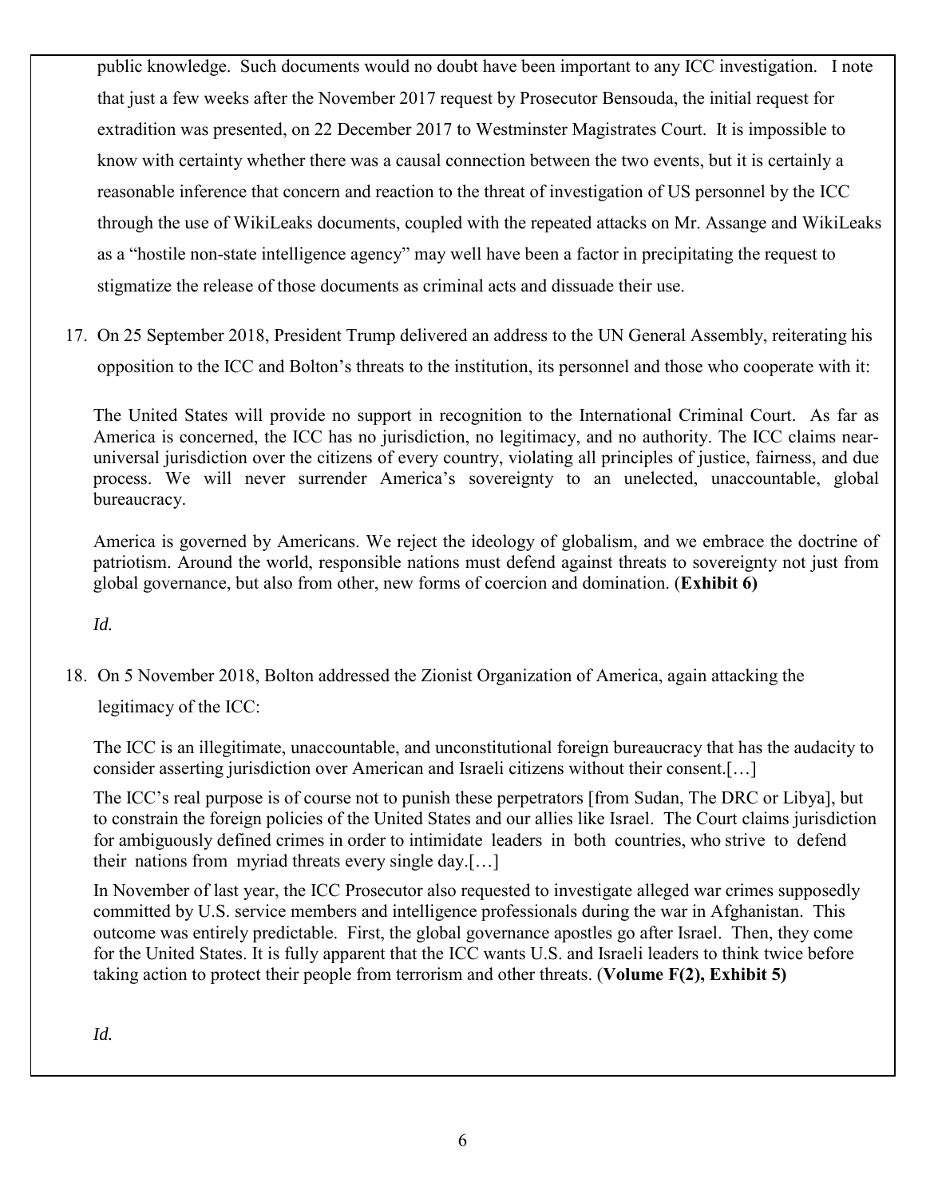public knowledge. Such documents would no doubt have been important to any ICC investigation. I note that just a few weeks after the November 2017 request by Prosecutor Bensouda, the initial request for extradition was presented, on 22 December 2017 to Westminster Magistrates Court. It is impossible to know with certainty whether there was a causal connection between the two events, but it is certainly a reasonable inference that concern and reaction to the threat of investigation of US personnel by the ICC through the use of WikiLeaks documents, coupled with the repeated attacks on Mr. Assange and WikiLeaks as a "hostile non-state intelligence agency" may well have been a factor in precipitating the request to stigmatize the release of those documents as criminal acts and dissuade their use.

17. On 25 September 2018, President Trump delivered an address to the UN General Assembly, reiterating his opposition to the ICC and Bolton's threats to the institution, its personnel and those who cooperate with it:

    > The United States will provide no support in recognition to the International Criminal Court. As far as America is concerned, the ICC has no jurisdiction, no legitimacy, and no authority. The ICC claims near-universal jurisdiction over the citizens of every country, violating all principles of justice, fairness, and due process. We will never surrender America's sovereignty to an unelected, unaccountable, global bureaucracy.
    >
    > America is governed by Americans. We reject the ideology of globalism, and we embrace the doctrine of patriotism. Around the world, responsible nations must defend against threats to sovereignty not just from global governance, but also from other, new forms of coercion and domination. (**Exhibit 6)**

    *Id.*

18. On 5 November 2018, Bolton addressed the Zionist Organization of America, again attacking the legitimacy of the ICC:

    > The ICC is an illegitimate, unaccountable, and unconstitutional foreign bureaucracy that has the audacity to consider asserting jurisdiction over American and Israeli citizens without their consent.[…]
    >
    > The ICC's real purpose is of course not to punish these perpetrators [from Sudan, The DRC or Libya], but to constrain the foreign policies of the United States and our allies like Israel. The Court claims jurisdiction for ambiguously defined crimes in order to intimidate leaders in both countries, who strive to defend their nations from myriad threats every single day.[…]
    >
    > In November of last year, the ICC Prosecutor also requested to investigate alleged war crimes supposedly committed by U.S. service members and intelligence professionals during the war in Afghanistan. This outcome was entirely predictable. First, the global governance apostles go after Israel. Then, they come for the United States. It is fully apparent that the ICC wants U.S. and Israeli leaders to think twice before taking action to protect their people from terrorism and other threats. (**Volume F(2), Exhibit 5)**

    *Id.*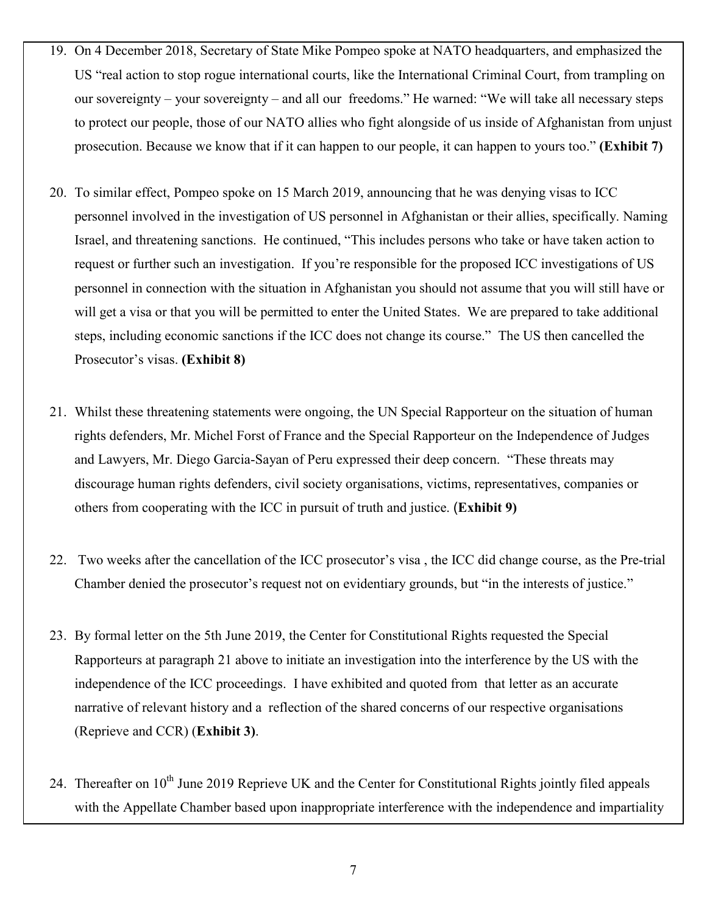19. On 4 December 2018, Secretary of State Mike Pompeo spoke at NATO headquarters, and emphasized the US "real action to stop rogue international courts, like the International Criminal Court, from trampling on our sovereignty – your sovereignty – and all our freedoms." He warned: "We will take all necessary steps to protect our people, those of our NATO allies who fight alongside of us inside of Afghanistan from unjust prosecution. Because we know that if it can happen to our people, it can happen to yours too." **(Exhibit 7)**

20. To similar effect, Pompeo spoke on 15 March 2019, announcing that he was denying visas to ICC personnel involved in the investigation of US personnel in Afghanistan or their allies, specifically. Naming Israel, and threatening sanctions. He continued, "This includes persons who take or have taken action to request or further such an investigation. If you're responsible for the proposed ICC investigations of US personnel in connection with the situation in Afghanistan you should not assume that you will still have or will get a visa or that you will be permitted to enter the United States. We are prepared to take additional steps, including economic sanctions if the ICC does not change its course." The US then cancelled the Prosecutor's visas. **(Exhibit 8)**

21. Whilst these threatening statements were ongoing, the UN Special Rapporteur on the situation of human rights defenders, Mr. Michel Forst of France and the Special Rapporteur on the Independence of Judges and Lawyers, Mr. Diego Garcia-Sayan of Peru expressed their deep concern. "These threats may discourage human rights defenders, civil society organisations, victims, representatives, companies or others from cooperating with the ICC in pursuit of truth and justice. (**Exhibit 9)**

22. Two weeks after the cancellation of the ICC prosecutor's visa , the ICC did change course, as the Pre-trial Chamber denied the prosecutor's request not on evidentiary grounds, but "in the interests of justice."

23. By formal letter on the 5th June 2019, the Center for Constitutional Rights requested the Special Rapporteurs at paragraph 21 above to initiate an investigation into the interference by the US with the independence of the ICC proceedings. I have exhibited and quoted from that letter as an accurate narrative of relevant history and a reflection of the shared concerns of our respective organisations (Reprieve and CCR) (**Exhibit 3)**.

24. Thereafter on 10th June 2019 Reprieve UK and the Center for Constitutional Rights jointly filed appeals with the Appellate Chamber based upon inappropriate interference with the independence and impartiality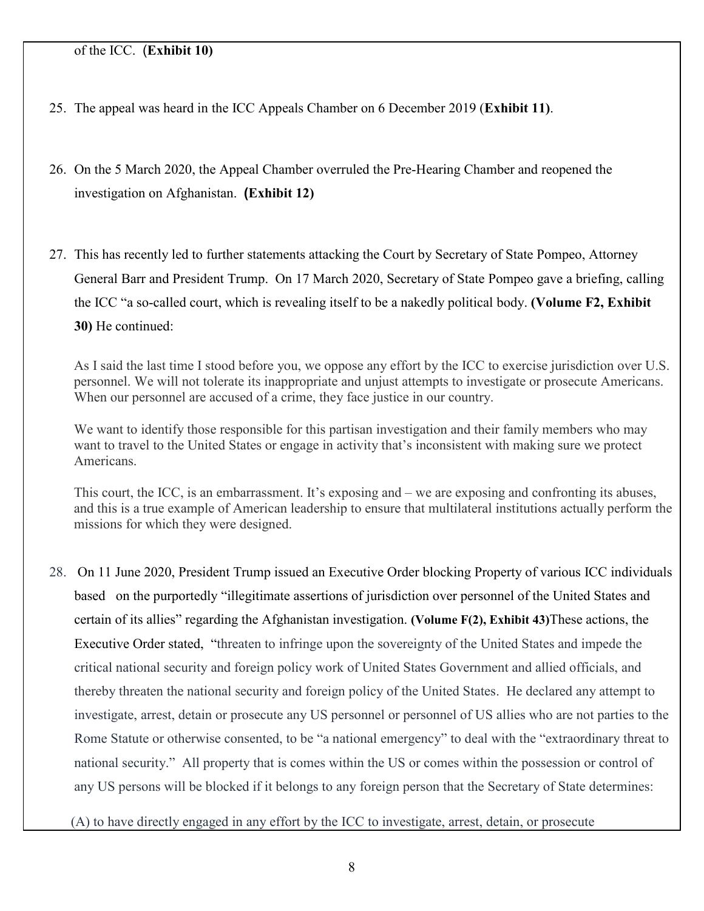of the ICC. (**Exhibit 10)**

25. The appeal was heard in the ICC Appeals Chamber on 6 December 2019 (**Exhibit 11)**.

26. On the 5 March 2020, the Appeal Chamber overruled the Pre-Hearing Chamber and reopened the investigation on Afghanistan. **(Exhibit 12)**

27. This has recently led to further statements attacking the Court by Secretary of State Pompeo, Attorney General Barr and President Trump. On 17 March 2020, Secretary of State Pompeo gave a briefing, calling the ICC "a so-called court, which is revealing itself to be a nakedly political body. **(Volume F2, Exhibit 30)** He continued:

   As I said the last time I stood before you, we oppose any effort by the ICC to exercise jurisdiction over U.S. personnel. We will not tolerate its inappropriate and unjust attempts to investigate or prosecute Americans. When our personnel are accused of a crime, they face justice in our country.

   We want to identify those responsible for this partisan investigation and their family members who may want to travel to the United States or engage in activity that's inconsistent with making sure we protect Americans.

   This court, the ICC, is an embarrassment. It's exposing and – we are exposing and confronting its abuses, and this is a true example of American leadership to ensure that multilateral institutions actually perform the missions for which they were designed.

28. On 11 June 2020, President Trump issued an Executive Order blocking Property of various ICC individuals based on the purportedly "illegitimate assertions of jurisdiction over personnel of the United States and certain of its allies" regarding the Afghanistan investigation. **(Volume F(2), Exhibit 43)**These actions, the Executive Order stated, "threaten to infringe upon the sovereignty of the United States and impede the critical national security and foreign policy work of United States Government and allied officials, and thereby threaten the national security and foreign policy of the United States. He declared any attempt to investigate, arrest, detain or prosecute any US personnel or personnel of US allies who are not parties to the Rome Statute or otherwise consented, to be "a national emergency" to deal with the "extraordinary threat to national security." All property that is comes within the US or comes within the possession or control of any US persons will be blocked if it belongs to any foreign person that the Secretary of State determines:

   (A) to have directly engaged in any effort by the ICC to investigate, arrest, detain, or prosecute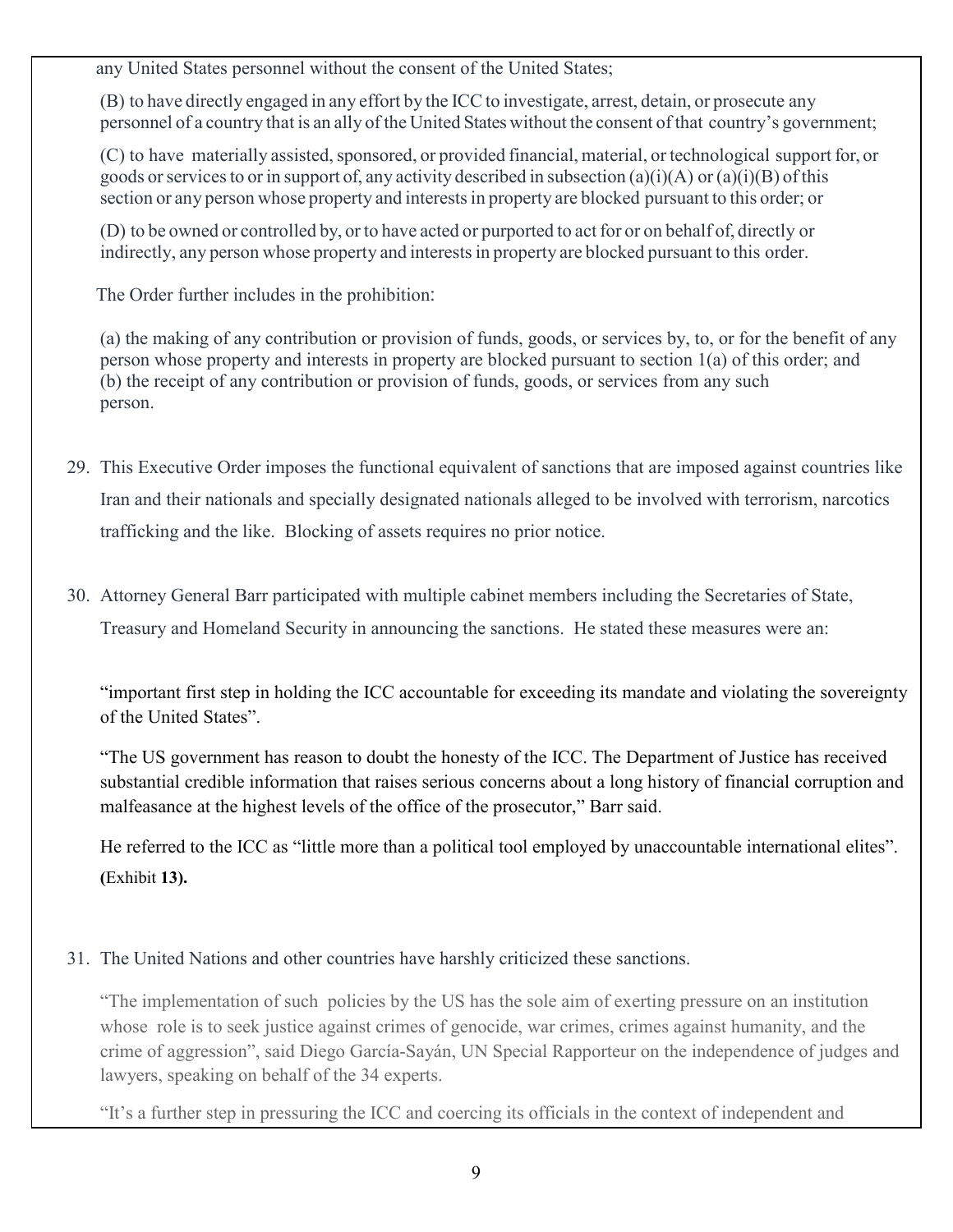any United States personnel without the consent of the United States;

(B) to have directly engaged in any effort by the ICC to investigate, arrest, detain, or prosecute any personnel of a country that is an ally of the United States without the consent of that country's government;

(C) to have materially assisted, sponsored, or provided financial, material, or technological support for, or goods or services to or in support of, any activity described in subsection (a)(i)(A) or (a)(i)(B) of this section or any person whose property and interests in property are blocked pursuant to this order; or

(D) to be owned or controlled by, or to have acted or purported to act for or on behalf of, directly or indirectly, any person whose property and interests in property are blocked pursuant to this order.

The Order further includes in the prohibition:

(a) the making of any contribution or provision of funds, goods, or services by, to, or for the benefit of any person whose property and interests in property are blocked pursuant to section 1(a) of this order; and (b) the receipt of any contribution or provision of funds, goods, or services from any such person.

29. This Executive Order imposes the functional equivalent of sanctions that are imposed against countries like Iran and their nationals and specially designated nationals alleged to be involved with terrorism, narcotics trafficking and the like. Blocking of assets requires no prior notice.

30. Attorney General Barr participated with multiple cabinet members including the Secretaries of State, Treasury and Homeland Security in announcing the sanctions. He stated these measures were an:

"important first step in holding the ICC accountable for exceeding its mandate and violating the sovereignty of the United States".

"The US government has reason to doubt the honesty of the ICC. The Department of Justice has received substantial credible information that raises serious concerns about a long history of financial corruption and malfeasance at the highest levels of the office of the prosecutor," Barr said.

He referred to the ICC as "little more than a political tool employed by unaccountable international elites". **(**Exhibit **13).**

31. The United Nations and other countries have harshly criticized these sanctions.

"The implementation of such policies by the US has the sole aim of exerting pressure on an institution whose role is to seek justice against crimes of genocide, war crimes, crimes against humanity, and the crime of aggression", said Diego García-Sayán, UN Special Rapporteur on the independence of judges and lawyers, speaking on behalf of the 34 experts.

"It's a further step in pressuring the ICC and coercing its officials in the context of independent and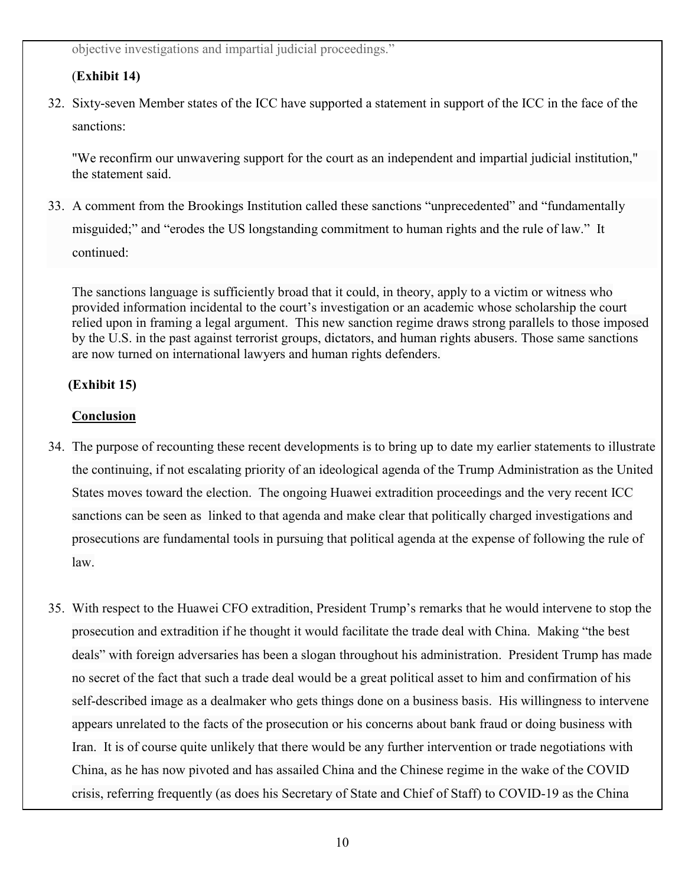objective investigations and impartial judicial proceedings."

(**Exhibit 14)**

32. Sixty-seven Member states of the ICC have supported a statement in support of the ICC in the face of the sanctions:

> "We reconfirm our unwavering support for the court as an independent and impartial judicial institution," the statement said.

33. A comment from the Brookings Institution called these sanctions "unprecedented" and "fundamentally misguided;" and "erodes the US longstanding commitment to human rights and the rule of law." It continued:

> The sanctions language is sufficiently broad that it could, in theory, apply to a victim or witness who provided information incidental to the court's investigation or an academic whose scholarship the court relied upon in framing a legal argument. This new sanction regime draws strong parallels to those imposed by the U.S. in the past against terrorist groups, dictators, and human rights abusers. Those same sanctions are now turned on international lawyers and human rights defenders.

**(Exhibit 15)**

**Conclusion**

34. The purpose of recounting these recent developments is to bring up to date my earlier statements to illustrate the continuing, if not escalating priority of an ideological agenda of the Trump Administration as the United States moves toward the election. The ongoing Huawei extradition proceedings and the very recent ICC sanctions can be seen as linked to that agenda and make clear that politically charged investigations and prosecutions are fundamental tools in pursuing that political agenda at the expense of following the rule of law.

35. With respect to the Huawei CFO extradition, President Trump's remarks that he would intervene to stop the prosecution and extradition if he thought it would facilitate the trade deal with China. Making "the best deals" with foreign adversaries has been a slogan throughout his administration. President Trump has made no secret of the fact that such a trade deal would be a great political asset to him and confirmation of his self-described image as a dealmaker who gets things done on a business basis. His willingness to intervene appears unrelated to the facts of the prosecution or his concerns about bank fraud or doing business with Iran. It is of course quite unlikely that there would be any further intervention or trade negotiations with China, as he has now pivoted and has assailed China and the Chinese regime in the wake of the COVID crisis, referring frequently (as does his Secretary of State and Chief of Staff) to COVID-19 as the China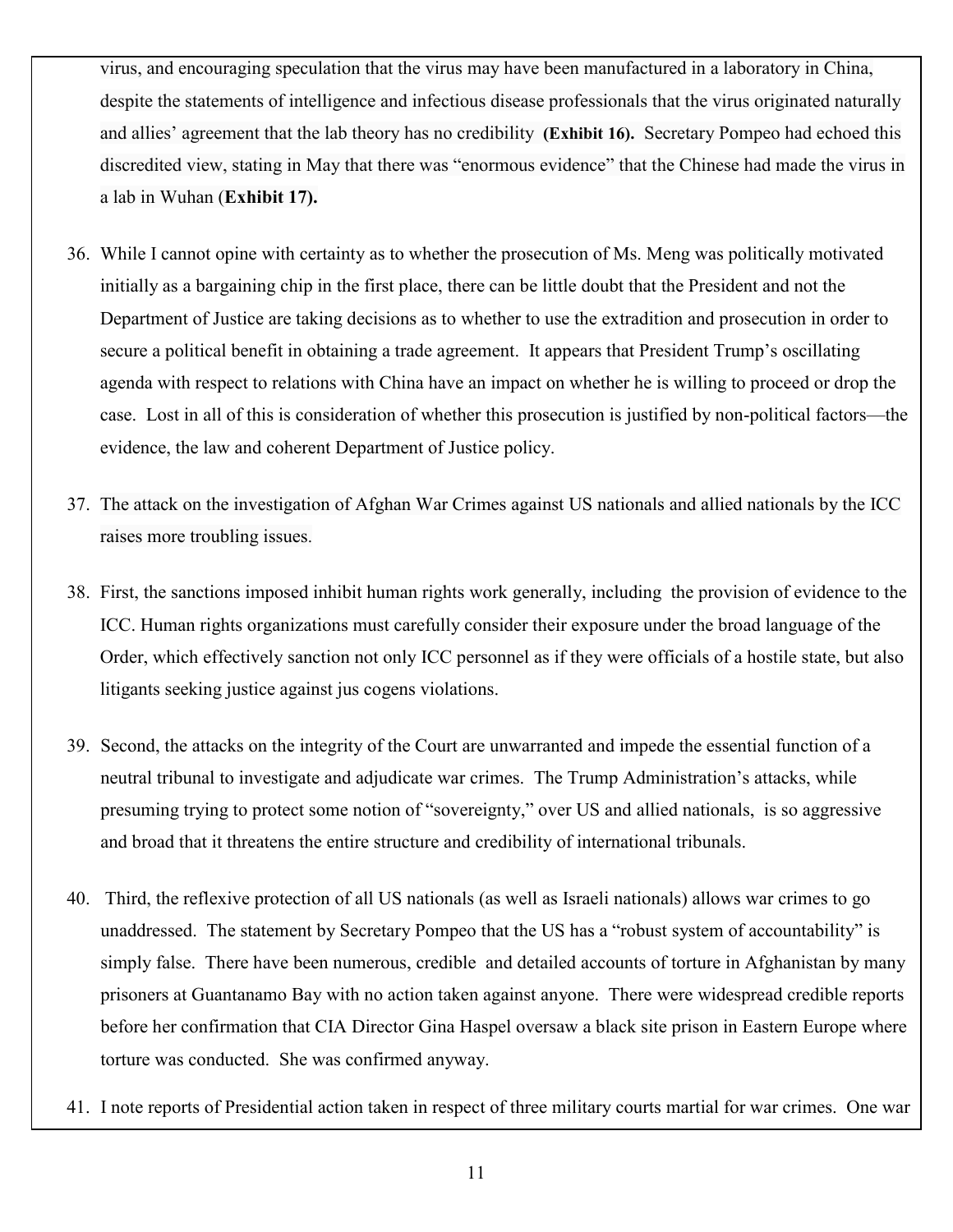virus, and encouraging speculation that the virus may have been manufactured in a laboratory in China, despite the statements of intelligence and infectious disease professionals that the virus originated naturally and allies' agreement that the lab theory has no credibility **(Exhibit 16).** Secretary Pompeo had echoed this discredited view, stating in May that there was "enormous evidence" that the Chinese had made the virus in a lab in Wuhan (**Exhibit 17).**

36. While I cannot opine with certainty as to whether the prosecution of Ms. Meng was politically motivated initially as a bargaining chip in the first place, there can be little doubt that the President and not the Department of Justice are taking decisions as to whether to use the extradition and prosecution in order to secure a political benefit in obtaining a trade agreement. It appears that President Trump's oscillating agenda with respect to relations with China have an impact on whether he is willing to proceed or drop the case. Lost in all of this is consideration of whether this prosecution is justified by non-political factors—the evidence, the law and coherent Department of Justice policy.

37. The attack on the investigation of Afghan War Crimes against US nationals and allied nationals by the ICC raises more troubling issues.

38. First, the sanctions imposed inhibit human rights work generally, including the provision of evidence to the ICC. Human rights organizations must carefully consider their exposure under the broad language of the Order, which effectively sanction not only ICC personnel as if they were officials of a hostile state, but also litigants seeking justice against jus cogens violations.

39. Second, the attacks on the integrity of the Court are unwarranted and impede the essential function of a neutral tribunal to investigate and adjudicate war crimes. The Trump Administration's attacks, while presuming trying to protect some notion of "sovereignty," over US and allied nationals, is so aggressive and broad that it threatens the entire structure and credibility of international tribunals.

40. Third, the reflexive protection of all US nationals (as well as Israeli nationals) allows war crimes to go unaddressed. The statement by Secretary Pompeo that the US has a "robust system of accountability" is simply false. There have been numerous, credible and detailed accounts of torture in Afghanistan by many prisoners at Guantanamo Bay with no action taken against anyone. There were widespread credible reports before her confirmation that CIA Director Gina Haspel oversaw a black site prison in Eastern Europe where torture was conducted. She was confirmed anyway.

41. I note reports of Presidential action taken in respect of three military courts martial for war crimes. One war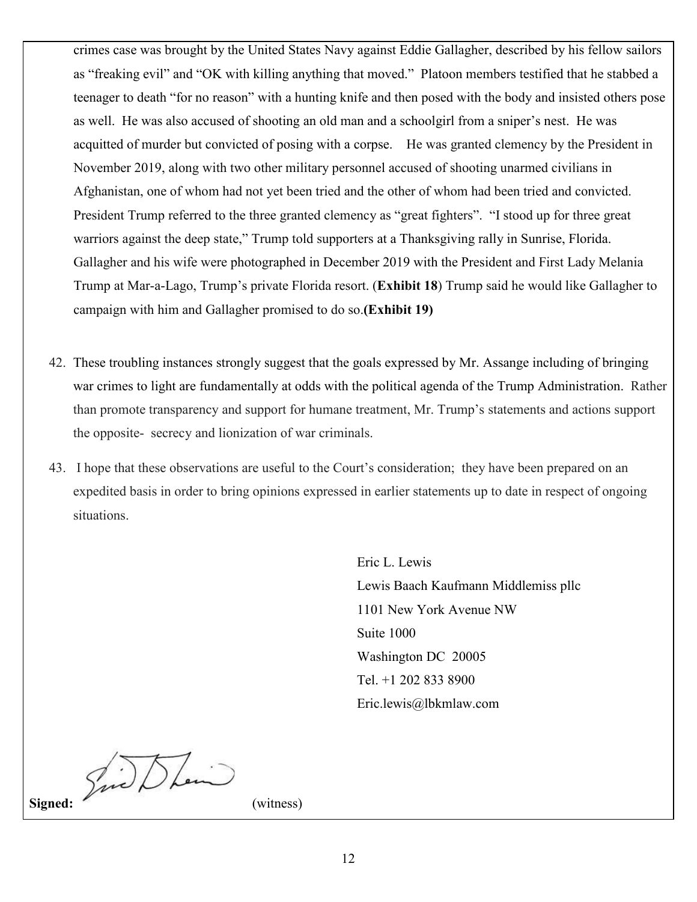crimes case was brought by the United States Navy against Eddie Gallagher, described by his fellow sailors as "freaking evil" and "OK with killing anything that moved." Platoon members testified that he stabbed a teenager to death "for no reason" with a hunting knife and then posed with the body and insisted others pose as well. He was also accused of shooting an old man and a schoolgirl from a sniper's nest. He was acquitted of murder but convicted of posing with a corpse. He was granted clemency by the President in November 2019, along with two other military personnel accused of shooting unarmed civilians in Afghanistan, one of whom had not yet been tried and the other of whom had been tried and convicted. President Trump referred to the three granted clemency as "great fighters". "I stood up for three great warriors against the deep state," Trump told supporters at a Thanksgiving rally in Sunrise, Florida. Gallagher and his wife were photographed in December 2019 with the President and First Lady Melania Trump at Mar-a-Lago, Trump's private Florida resort. (**Exhibit 18**) Trump said he would like Gallagher to campaign with him and Gallagher promised to do so.**(Exhibit 19)**

42. These troubling instances strongly suggest that the goals expressed by Mr. Assange including of bringing war crimes to light are fundamentally at odds with the political agenda of the Trump Administration. Rather than promote transparency and support for humane treatment, Mr. Trump's statements and actions support the opposite- secrecy and lionization of war criminals.

43. I hope that these observations are useful to the Court's consideration; they have been prepared on an expedited basis in order to bring opinions expressed in earlier statements up to date in respect of ongoing situations.

Eric L. Lewis
Lewis Baach Kaufmann Middlemiss pllc
1101 New York Avenue NW
Suite 1000
Washington DC 20005
Tel. +1 202 833 8900
Eric.lewis@lbkmlaw.com

**Signed:** (witness)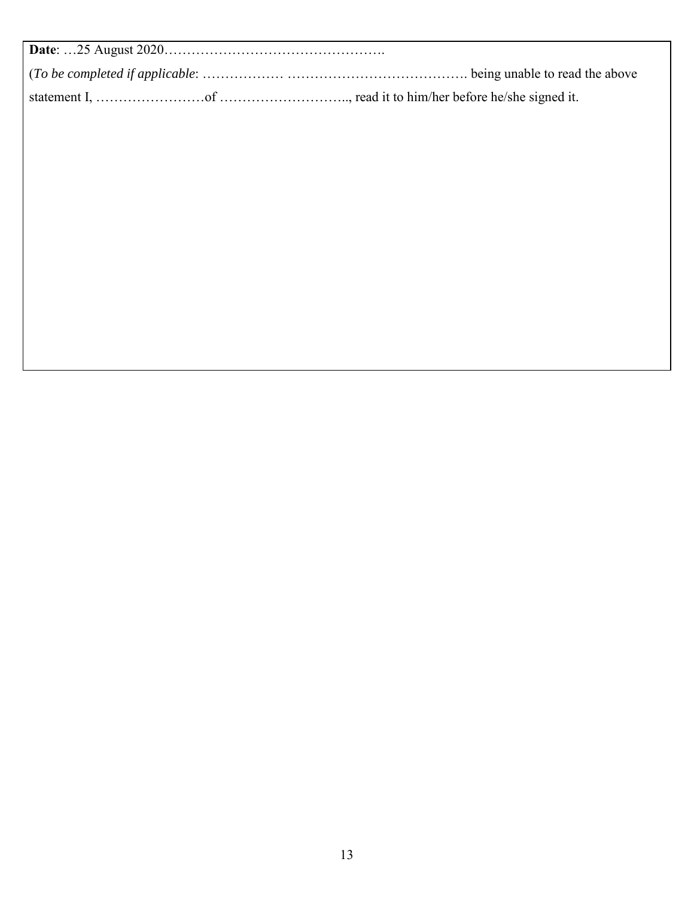**Date**: …25 August 2020…………………………………………..

(*To be completed if applicable*: ……………… …………………………………. being unable to read the above statement I, ……………………of ……………………….., read it to him/her before he/she signed it.